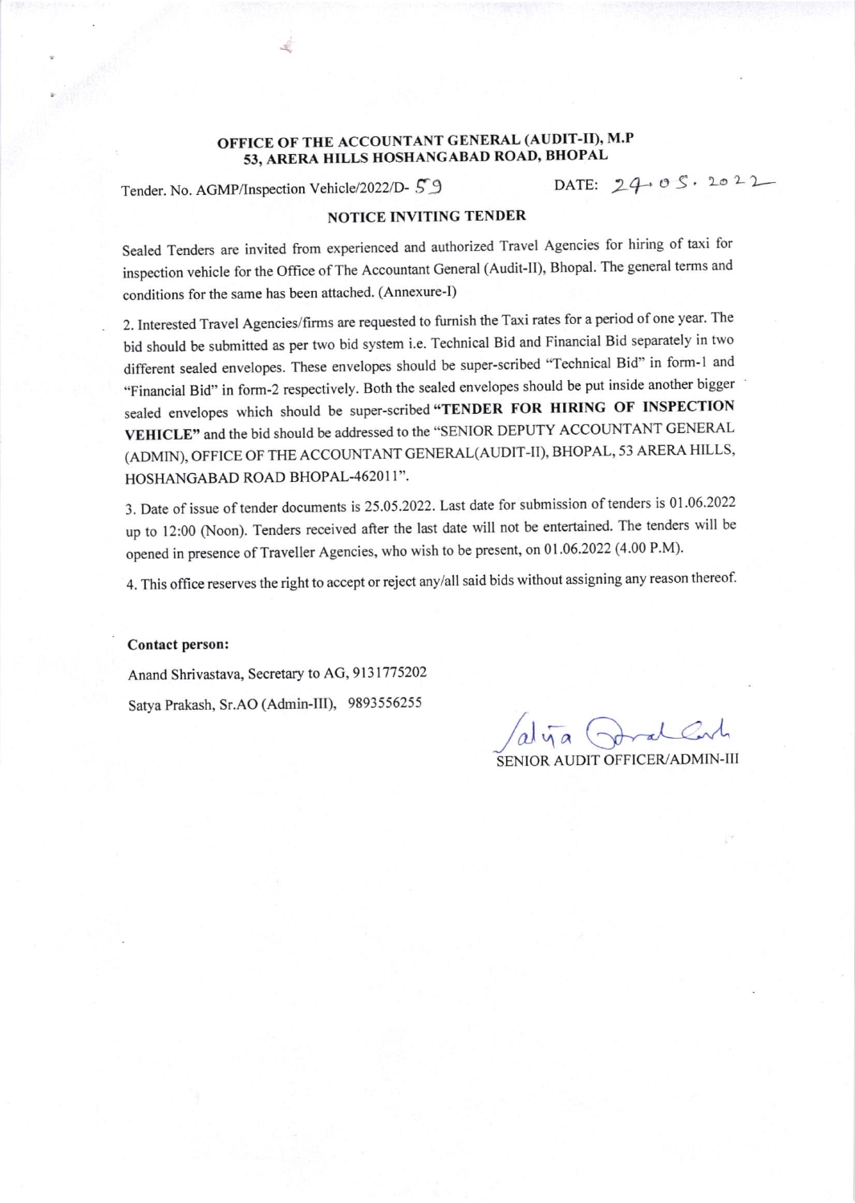**OFFICE OF THE ACCOUNTANT GENERAL (AUDIT-II), M.P**
**53, ARERA HILLS HOSHANGABAD ROAD, BHOPAL**

Tender. No. AGMP/Inspection Vehicle/2022/D- 59 DATE: 24.05.2022

## NOTICE INVITING TENDER

Sealed Tenders are invited from experienced and authorized Travel Agencies for hiring of taxi for inspection vehicle for the Office of The Accountant General (Audit-II), Bhopal. The general terms and conditions for the same has been attached. (Annexure-I)

2. Interested Travel Agencies/firms are requested to furnish the Taxi rates for a period of one year. The bid should be submitted as per two bid system i.e. Technical Bid and Financial Bid separately in two different sealed envelopes. These envelopes should be super-scribed "Technical Bid" in form-1 and "Financial Bid" in form-2 respectively. Both the sealed envelopes should be put inside another bigger sealed envelopes which should be super-scribed **"TENDER FOR HIRING OF INSPECTION VEHICLE"** and the bid should be addressed to the "SENIOR DEPUTY ACCOUNTANT GENERAL (ADMIN), OFFICE OF THE ACCOUNTANT GENERAL(AUDIT-II), BHOPAL, 53 ARERA HILLS, HOSHANGABAD ROAD BHOPAL-462011".

3. Date of issue of tender documents is 25.05.2022. Last date for submission of tenders is 01.06.2022 up to 12:00 (Noon). Tenders received after the last date will not be entertained. The tenders will be opened in presence of Traveller Agencies, who wish to be present, on 01.06.2022 (4.00 P.M).

4. This office reserves the right to accept or reject any/all said bids without assigning any reason thereof.

**Contact person:**

Anand Shrivastava, Secretary to AG, 9131775202

Satya Prakash, Sr.AO (Admin-III), 9893556255

SENIOR AUDIT OFFICER/ADMIN-III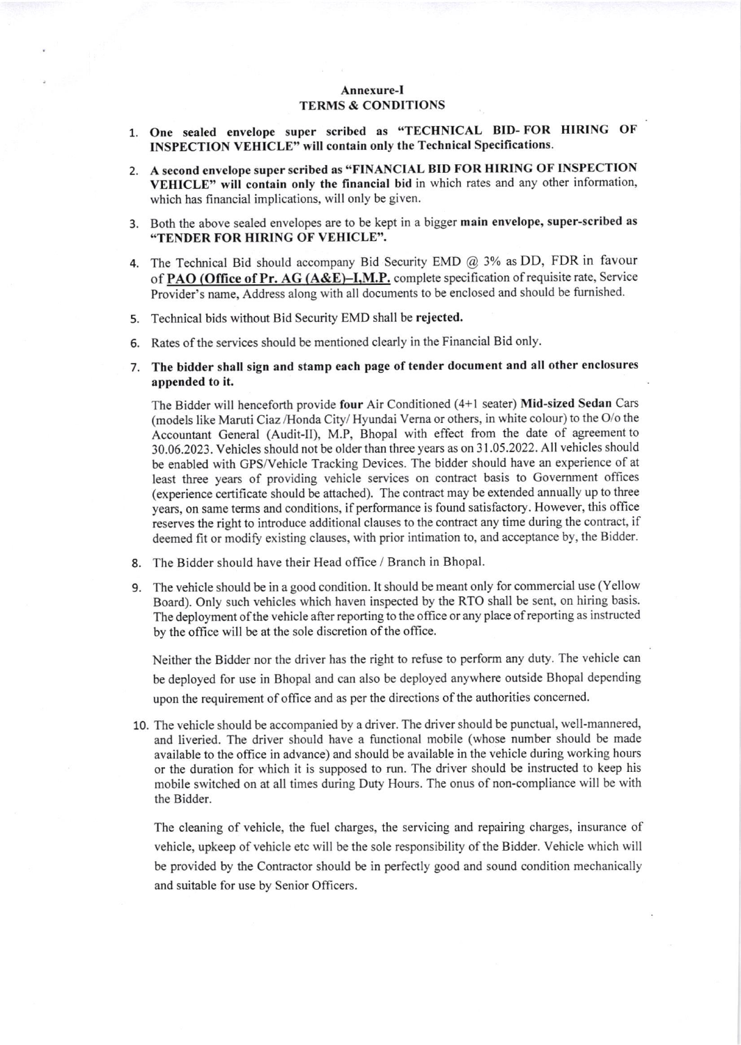### Annexure-I
### TERMS & CONDITIONS

1. **One sealed envelope super scribed as "TECHNICAL BID- FOR HIRING OF INSPECTION VEHICLE" will contain only the Technical Specifications.**

2. **A second envelope super scribed as "FINANCIAL BID FOR HIRING OF INSPECTION VEHICLE" will contain only the financial bid** in which rates and any other information, which has financial implications, will only be given.

3. Both the above sealed envelopes are to be kept in a bigger **main envelope, super-scribed as "TENDER FOR HIRING OF VEHICLE".**

4. The Technical Bid should accompany Bid Security EMD @ 3% as DD, FDR in favour of **PAO (Office of Pr. AG (A&E)–I,M.P.** complete specification of requisite rate, Service Provider's name, Address along with all documents to be enclosed and should be furnished.

5. Technical bids without Bid Security EMD shall be **rejected.**

6. Rates of the services should be mentioned clearly in the Financial Bid only.

7. **The bidder shall sign and stamp each page of tender document and all other enclosures appended to it.**

   The Bidder will henceforth provide **four** Air Conditioned (4+1 seater) **Mid-sized Sedan** Cars (models like Maruti Ciaz /Honda City/ Hyundai Verna or others, in white colour) to the O/o the Accountant General (Audit-II), M.P, Bhopal with effect from the date of agreement to 30.06.2023. Vehicles should not be older than three years as on 31.05.2022. All vehicles should be enabled with GPS/Vehicle Tracking Devices. The bidder should have an experience of at least three years of providing vehicle services on contract basis to Government offices (experience certificate should be attached). The contract may be extended annually up to three years, on same terms and conditions, if performance is found satisfactory. However, this office reserves the right to introduce additional clauses to the contract any time during the contract, if deemed fit or modify existing clauses, with prior intimation to, and acceptance by, the Bidder.

8. The Bidder should have their Head office / Branch in Bhopal.

9. The vehicle should be in a good condition. It should be meant only for commercial use (Yellow Board). Only such vehicles which haven inspected by the RTO shall be sent, on hiring basis. The deployment of the vehicle after reporting to the office or any place of reporting as instructed by the office will be at the sole discretion of the office.

   Neither the Bidder nor the driver has the right to refuse to perform any duty. The vehicle can be deployed for use in Bhopal and can also be deployed anywhere outside Bhopal depending upon the requirement of office and as per the directions of the authorities concerned.

10. The vehicle should be accompanied by a driver. The driver should be punctual, well-mannered, and liveried. The driver should have a functional mobile (whose number should be made available to the office in advance) and should be available in the vehicle during working hours or the duration for which it is supposed to run. The driver should be instructed to keep his mobile switched on at all times during Duty Hours. The onus of non-compliance will be with the Bidder.

    The cleaning of vehicle, the fuel charges, the servicing and repairing charges, insurance of vehicle, upkeep of vehicle etc will be the sole responsibility of the Bidder. Vehicle which will be provided by the Contractor should be in perfectly good and sound condition mechanically and suitable for use by Senior Officers.